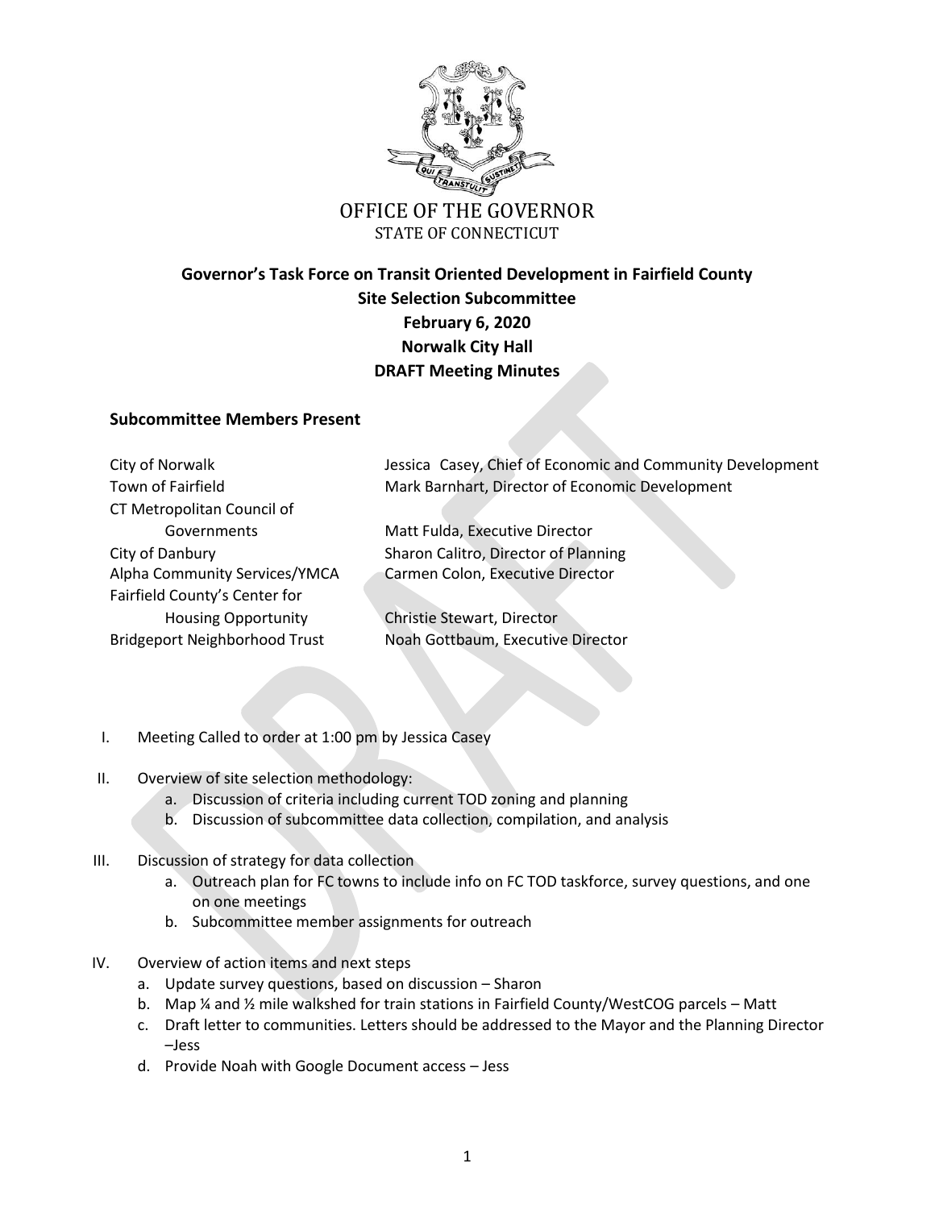OFFICE OF THE GOVERNOR
STATE OF CONNECTICUT

# Governor's Task Force on Transit Oriented Development in Fairfield County
## Site Selection Subcommittee
**February 6, 2020**
**Norwalk City Hall**
**DRAFT Meeting Minutes**

### Subcommittee Members Present

| | |
|---|---|
| City of Norwalk | Jessica Casey, Chief of Economic and Community Development |
| Town of Fairfield | Mark Barnhart, Director of Economic Development |
| CT Metropolitan Council of Governments | Matt Fulda, Executive Director |
| City of Danbury | Sharon Calitro, Director of Planning |
| Alpha Community Services/YMCA | Carmen Colon, Executive Director |
| Fairfield County's Center for Housing Opportunity | Christie Stewart, Director |
| Bridgeport Neighborhood Trust | Noah Gottbaum, Executive Director |

I. Meeting Called to order at 1:00 pm by Jessica Casey

II. Overview of site selection methodology:
   a. Discussion of criteria including current TOD zoning and planning
   b. Discussion of subcommittee data collection, compilation, and analysis

III. Discussion of strategy for data collection
   a. Outreach plan for FC towns to include info on FC TOD taskforce, survey questions, and one on one meetings
   b. Subcommittee member assignments for outreach

IV. Overview of action items and next steps
   a. Update survey questions, based on discussion – Sharon
   b. Map ¼ and ½ mile walkshed for train stations in Fairfield County/WestCOG parcels – Matt
   c. Draft letter to communities. Letters should be addressed to the Mayor and the Planning Director –Jess
   d. Provide Noah with Google Document access – Jess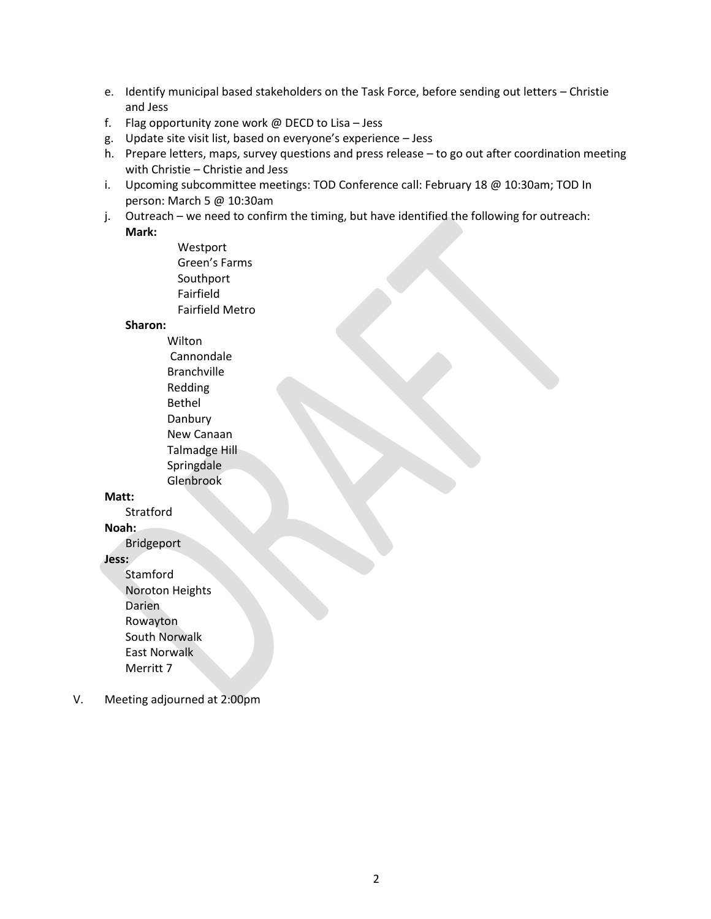e. Identify municipal based stakeholders on the Task Force, before sending out letters – Christie and Jess
f. Flag opportunity zone work @ DECD to Lisa – Jess
g. Update site visit list, based on everyone's experience – Jess
h. Prepare letters, maps, survey questions and press release – to go out after coordination meeting with Christie – Christie and Jess
i. Upcoming subcommittee meetings: TOD Conference call: February 18 @ 10:30am; TOD In person: March 5 @ 10:30am
j. Outreach – we need to confirm the timing, but have identified the following for outreach:

**Mark:**
- Westport
- Green's Farms
- Southport
- Fairfield
- Fairfield Metro

**Sharon:**
- Wilton
- Cannondale
- Branchville
- Redding
- Bethel
- Danbury
- New Canaan
- Talmadge Hill
- Springdale
- Glenbrook

**Matt:**
- Stratford

**Noah:**
- Bridgeport

**Jess:**
- Stamford
- Noroton Heights
- Darien
- Rowayton
- South Norwalk
- East Norwalk
- Merritt 7

V. Meeting adjourned at 2:00pm